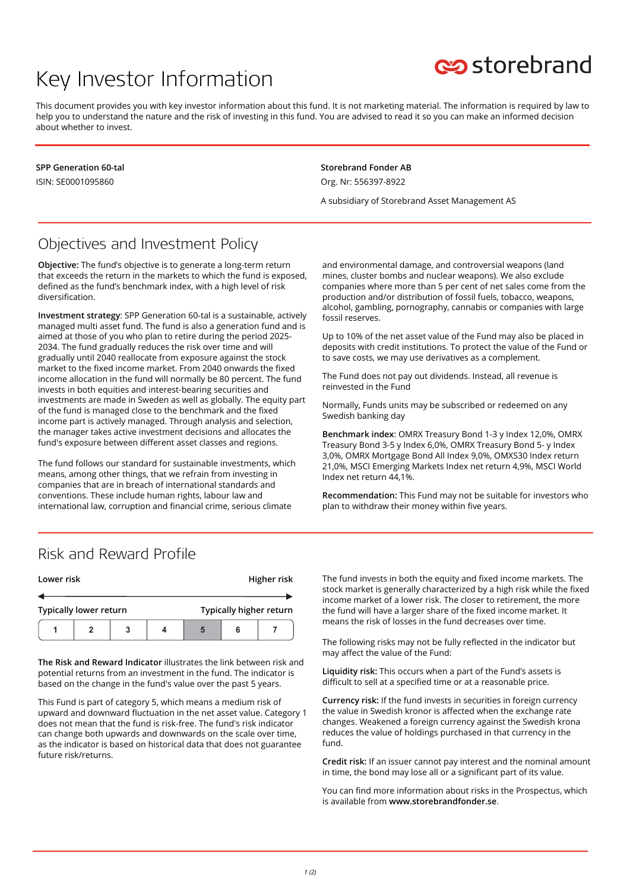# Key Investor Information

storebrand

This document provides you with key investor information about this fund. It is not marketing material. The information is required by law to help you to understand the nature and the risk of investing in this fund. You are advised to read it so you can make an informed decision about whether to invest.

**SPP Generation 60-tal**

ISIN: SE0001095860

**Storebrand Fonder AB**

Org. Nr: 556397-8922

A subsidiary of Storebrand Asset Management AS

## Objectives and Investment Policy

**Objective:** The fund's objective is to generate a long-term return that exceeds the return in the markets to which the fund is exposed, defined as the fund's benchmark index, with a high level of risk diversification.

**Investment strategy**: SPP Generation 60-tal is a sustainable, actively managed multi asset fund. The fund is also a generation fund and is aimed at those of you who plan to retire during the period 2025-2034. The fund gradually reduces the risk over time and will gradually until 2040 reallocate from exposure against the stock market to the fixed income market. From 2040 onwards the fixed income allocation in the fund will normally be 80 percent. The fund invests in both equities and interest-bearing securities and investments are made in Sweden as well as globally. The equity part of the fund is managed close to the benchmark and the fixed income part is actively managed. Through analysis and selection, the manager takes active investment decisions and allocates the fund's exposure between different asset classes and regions.

The fund follows our standard for sustainable investments, which means, among other things, that we refrain from investing in companies that are in breach of international standards and conventions. These include human rights, labour law and international law, corruption and financial crime, serious climate and environmental damage, and controversial weapons (land mines, cluster bombs and nuclear weapons). We also exclude companies where more than 5 per cent of net sales come from the production and/or distribution of fossil fuels, tobacco, weapons, alcohol, gambling, pornography, cannabis or companies with large fossil reserves.

Up to 10% of the net asset value of the Fund may also be placed in deposits with credit institutions. To protect the value of the Fund or to save costs, we may use derivatives as a complement.

The Fund does not pay out dividends. Instead, all revenue is reinvested in the Fund

Normally, Funds units may be subscribed or redeemed on any Swedish banking day

**Benchmark index**: OMRX Treasury Bond 1-3 y Index 12,0%, OMRX Treasury Bond 3-5 y Index 6,0%, OMRX Treasury Bond 5- y Index 3,0%, OMRX Mortgage Bond All Index 9,0%, OMXS30 Index return 21,0%, MSCI Emerging Markets Index net return 4,9%, MSCI World Index net return 44,1%.

**Recommendation:** This Fund may not be suitable for investors who plan to withdraw their money within five years.

## Risk and Reward Profile

| Lower risk | | | | | | Higher risk |
|---|---|---|---|---|---|---|
| Typically lower return | | | | | | Typically higher return |
| 1 | 2 | 3 | 4 | **5** | 6 | 7 |

**The Risk and Reward Indicator** illustrates the link between risk and potential returns from an investment in the fund. The indicator is based on the change in the fund's value over the past 5 years.

This Fund is part of category 5, which means a medium risk of upward and downward fluctuation in the net asset value. Category 1 does not mean that the fund is risk-free. The fund's risk indicator can change both upwards and downwards on the scale over time, as the indicator is based on historical data that does not guarantee future risk/returns.

The fund invests in both the equity and fixed income markets. The stock market is generally characterized by a high risk while the fixed income market of a lower risk. The closer to retirement, the more the fund will have a larger share of the fixed income market. It means the risk of losses in the fund decreases over time.

The following risks may not be fully reflected in the indicator but may affect the value of the Fund:

**Liquidity risk:** This occurs when a part of the Fund's assets is difficult to sell at a specified time or at a reasonable price.

**Currency risk:** If the fund invests in securities in foreign currency the value in Swedish kronor is affected when the exchange rate changes. Weakened a foreign currency against the Swedish krona reduces the value of holdings purchased in that currency in the fund.

**Credit risk:** If an issuer cannot pay interest and the nominal amount in time, the bond may lose all or a significant part of its value.

You can find more information about risks in the Prospectus, which is available from **www.storebrandfonder.se**.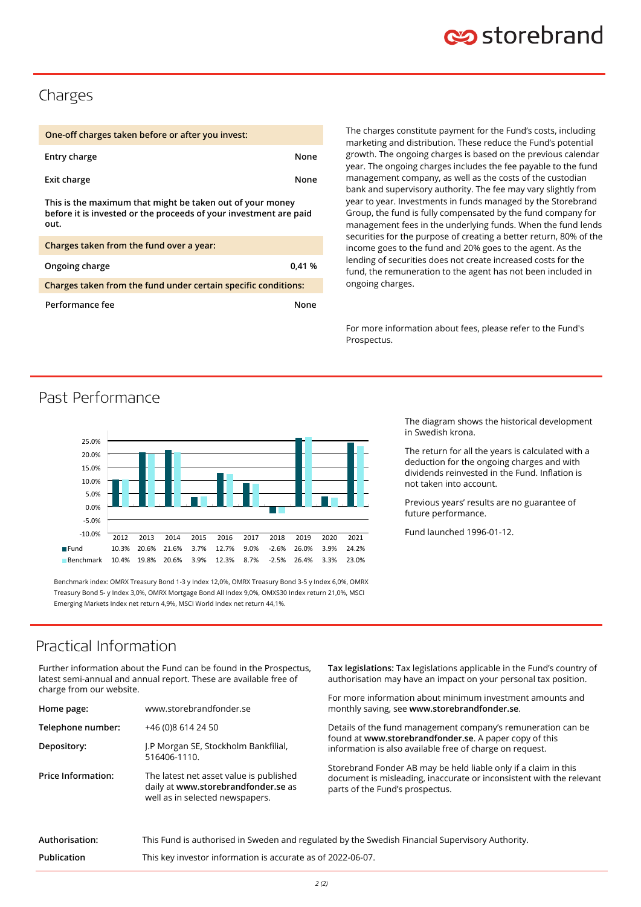## Charges

| One-off charges taken before or after you invest: | |
|---|---|
| Entry charge | None |
| Exit charge | None |
| This is the maximum that might be taken out of your money before it is invested or the proceeds of your investment are paid out. | |
| **Charges taken from the fund over a year:** | |
| Ongoing charge | 0,41 % |
| **Charges taken from the fund under certain specific conditions:** | |
| Performance fee | None |

The charges constitute payment for the Fund's costs, including marketing and distribution. These reduce the Fund's potential growth. The ongoing charges is based on the previous calendar year. The ongoing charges includes the fee payable to the fund management company, as well as the costs of the custodian bank and supervisory authority. The fee may vary slightly from year to year. Investments in funds managed by the Storebrand Group, the fund is fully compensated by the fund company for management fees in the underlying funds. When the fund lends securities for the purpose of creating a better return, 80% of the income goes to the fund and 20% goes to the agent. As the lending of securities does not create increased costs for the fund, the remuneration to the agent has not been included in ongoing charges.

For more information about fees, please refer to the Fund's Prospectus.

## Past Performance

25.0%
20.0%
15.0%
10.0%
5.0%
0.0%
-5.0%
-10.0%

2012 2013 2014 2015 2016 2017 2018 2019 2020 2021

Fund 10.3% 20.6% 21.6% 3.7% 12.7% 9.0% -2.6% 26.0% 3.9% 24.2%

Benchmark 10.4% 19.8% 20.6% 3.9% 12.3% 8.7% -2.5% 26.4% 3.3% 23.0%

Benchmark index: OMRX Treasury Bond 1-3 y Index 12,0%, OMRX Treasury Bond 3-5 y Index 6,0%, OMRX Treasury Bond 5- y Index 3,0%, OMRX Mortgage Bond All Index 9,0%, OMXS30 Index return 21,0%, MSCI Emerging Markets Index net return 4,9%, MSCI World Index net return 44,1%.

The diagram shows the historical development in Swedish krona.

The return for all the years is calculated with a deduction for the ongoing charges and with dividends reinvested in the Fund. Inflation is not taken into account.

Previous years' results are no guarantee of future performance.

Fund launched 1996-01-12.

## Practical Information

Further information about the Fund can be found in the Prospectus, latest semi-annual and annual report. These are available free of charge from our website.

| | |
|---|---|
| **Home page:** | www.storebrandfonder.se |
| **Telephone number:** | +46 (0)8 614 24 50 |
| **Depository:** | J.P Morgan SE, Stockholm Bankfilial, 516406-1110. |
| **Price Information:** | The latest net asset value is published daily at **www.storebrandfonder.se** as well as in selected newspapers. |

**Tax legislations:** Tax legislations applicable in the Fund's country of authorisation may have an impact on your personal tax position.

For more information about minimum investment amounts and monthly saving, see **www.storebrandfonder.se**.

Details of the fund management company's remuneration can be found at **www.storebrandfonder.se**. A paper copy of this information is also available free of charge on request.

Storebrand Fonder AB may be held liable only if a claim in this document is misleading, inaccurate or inconsistent with the relevant parts of the Fund's prospectus.

| | |
|---|---|
| **Authorisation:** | This Fund is authorised in Sweden and regulated by the Swedish Financial Supervisory Authority. |
| **Publication** | This key investor information is accurate as of 2022-06-07. |